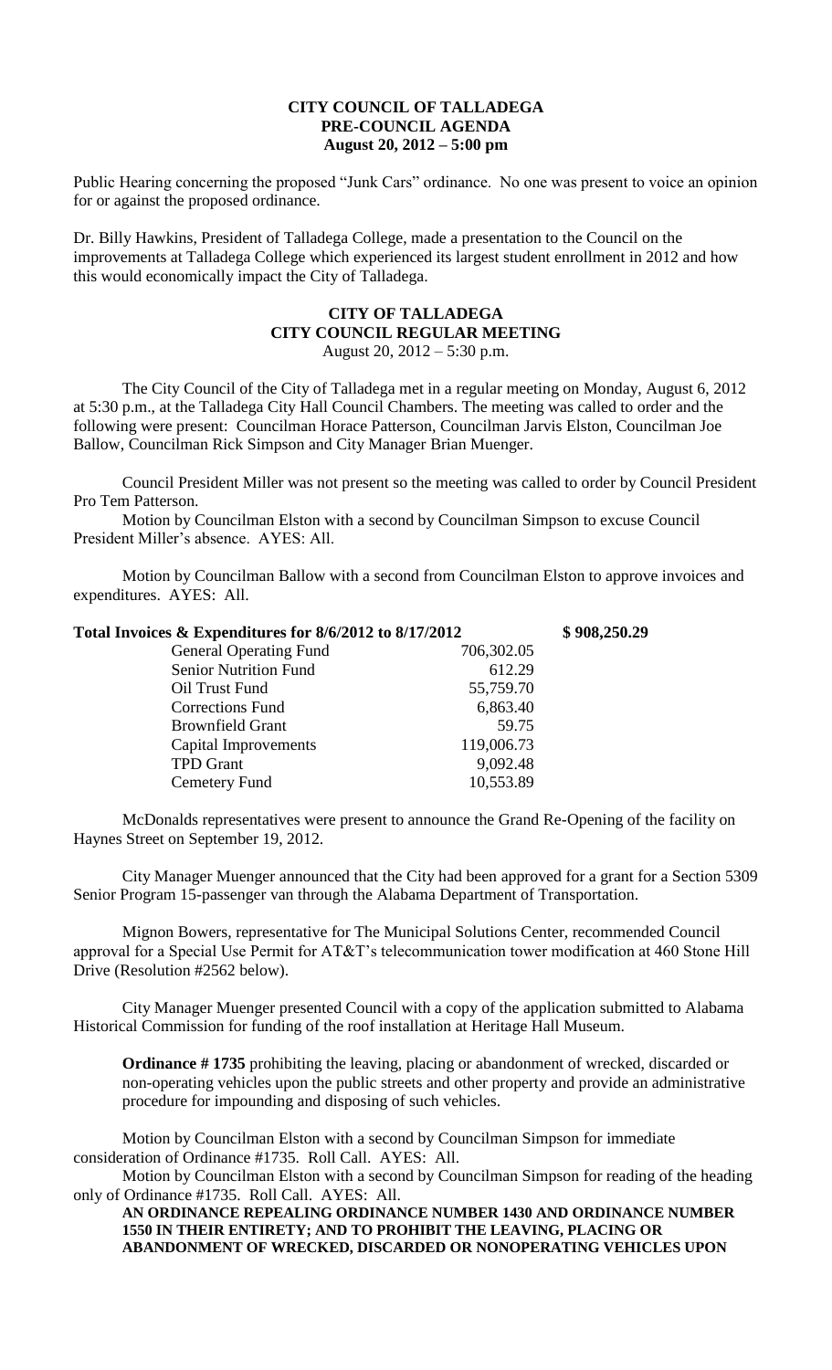# CITY COUNCIL OF TALLADEGA
## PRE-COUNCIL AGENDA
### August 20, 2012 – 5:00 pm

Public Hearing concerning the proposed "Junk Cars" ordinance. No one was present to voice an opinion for or against the proposed ordinance.

Dr. Billy Hawkins, President of Talladega College, made a presentation to the Council on the improvements at Talladega College which experienced its largest student enrollment in 2012 and how this would economically impact the City of Talladega.

# CITY OF TALLADEGA
## CITY COUNCIL REGULAR MEETING
August 20, 2012 – 5:30 p.m.

The City Council of the City of Talladega met in a regular meeting on Monday, August 6, 2012 at 5:30 p.m., at the Talladega City Hall Council Chambers. The meeting was called to order and the following were present: Councilman Horace Patterson, Councilman Jarvis Elston, Councilman Joe Ballow, Councilman Rick Simpson and City Manager Brian Muenger.

Council President Miller was not present so the meeting was called to order by Council President Pro Tem Patterson.

Motion by Councilman Elston with a second by Councilman Simpson to excuse Council President Miller's absence. AYES: All.

Motion by Councilman Ballow with a second from Councilman Elston to approve invoices and expenditures. AYES: All.

| Total Invoices & Expenditures for 8/6/2012 to 8/17/2012 | | \$ 908,250.29 |
|---|---|---|
| General Operating Fund | 706,302.05 | |
| Senior Nutrition Fund | 612.29 | |
| Oil Trust Fund | 55,759.70 | |
| Corrections Fund | 6,863.40 | |
| Brownfield Grant | 59.75 | |
| Capital Improvements | 119,006.73 | |
| TPD Grant | 9,092.48 | |
| Cemetery Fund | 10,553.89 | |

McDonalds representatives were present to announce the Grand Re-Opening of the facility on Haynes Street on September 19, 2012.

City Manager Muenger announced that the City had been approved for a grant for a Section 5309 Senior Program 15-passenger van through the Alabama Department of Transportation.

Mignon Bowers, representative for The Municipal Solutions Center, recommended Council approval for a Special Use Permit for AT&T's telecommunication tower modification at 460 Stone Hill Drive (Resolution #2562 below).

City Manager Muenger presented Council with a copy of the application submitted to Alabama Historical Commission for funding of the roof installation at Heritage Hall Museum.

**Ordinance # 1735** prohibiting the leaving, placing or abandonment of wrecked, discarded or non-operating vehicles upon the public streets and other property and provide an administrative procedure for impounding and disposing of such vehicles.

Motion by Councilman Elston with a second by Councilman Simpson for immediate consideration of Ordinance #1735. Roll Call. AYES: All.

Motion by Councilman Elston with a second by Councilman Simpson for reading of the heading only of Ordinance #1735. Roll Call. AYES: All.

**AN ORDINANCE REPEALING ORDINANCE NUMBER 1430 AND ORDINANCE NUMBER 1550 IN THEIR ENTIRETY; AND TO PROHIBIT THE LEAVING, PLACING OR ABANDONMENT OF WRECKED, DISCARDED OR NONOPERATING VEHICLES UPON**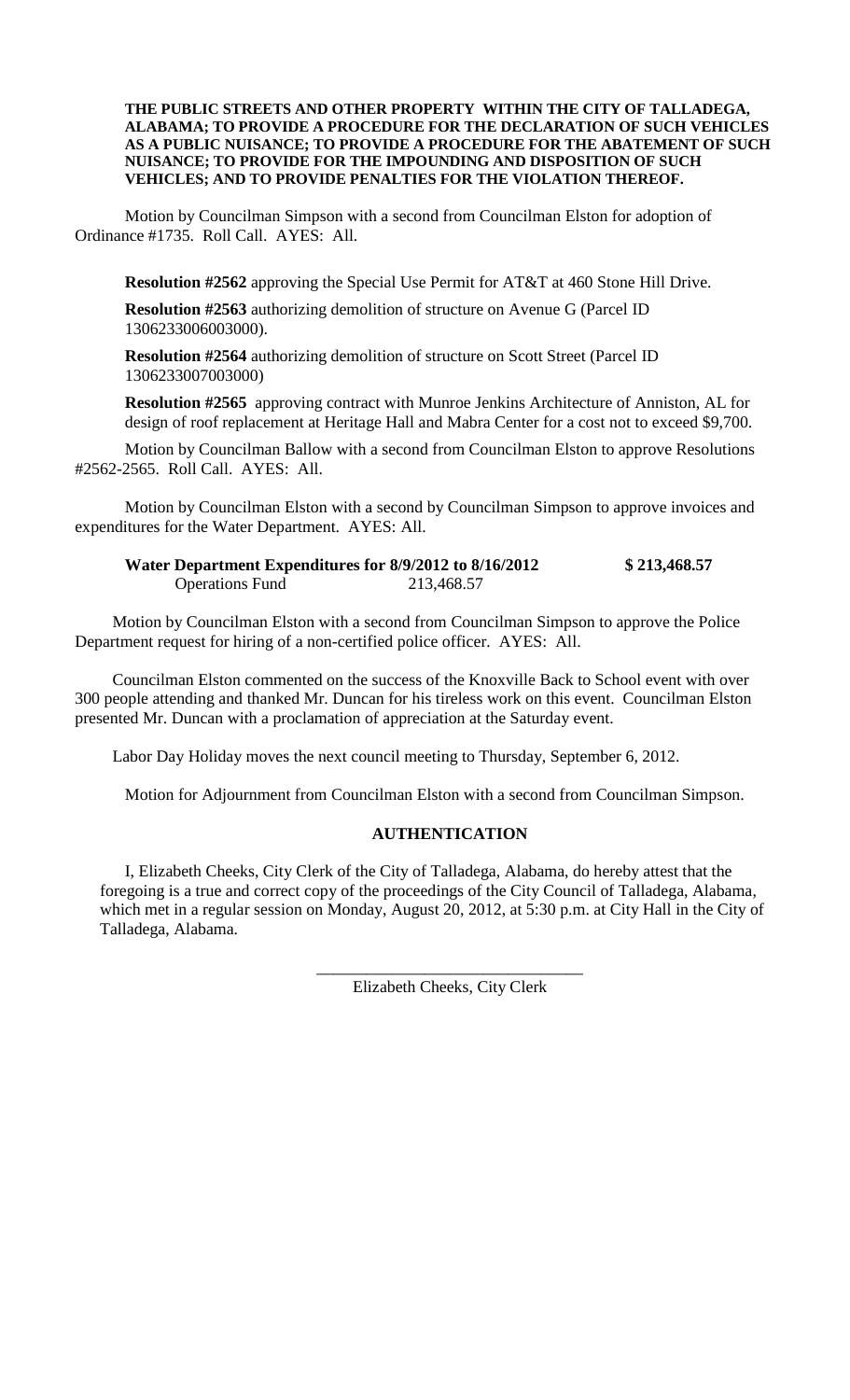**THE PUBLIC STREETS AND OTHER PROPERTY WITHIN THE CITY OF TALLADEGA, ALABAMA; TO PROVIDE A PROCEDURE FOR THE DECLARATION OF SUCH VEHICLES AS A PUBLIC NUISANCE; TO PROVIDE A PROCEDURE FOR THE ABATEMENT OF SUCH NUISANCE; TO PROVIDE FOR THE IMPOUNDING AND DISPOSITION OF SUCH VEHICLES; AND TO PROVIDE PENALTIES FOR THE VIOLATION THEREOF.**

Motion by Councilman Simpson with a second from Councilman Elston for adoption of Ordinance #1735. Roll Call. AYES: All.

**Resolution #2562** approving the Special Use Permit for AT&T at 460 Stone Hill Drive.

**Resolution #2563** authorizing demolition of structure on Avenue G (Parcel ID 1306233006003000).

**Resolution #2564** authorizing demolition of structure on Scott Street (Parcel ID 1306233007003000)

**Resolution #2565** approving contract with Munroe Jenkins Architecture of Anniston, AL for design of roof replacement at Heritage Hall and Mabra Center for a cost not to exceed $9,700.

Motion by Councilman Ballow with a second from Councilman Elston to approve Resolutions #2562-2565. Roll Call. AYES: All.

Motion by Councilman Elston with a second by Councilman Simpson to approve invoices and expenditures for the Water Department. AYES: All.

| | | |
|---|---|---|
| **Water Department Expenditures for 8/9/2012 to 8/16/2012** | | **$ 213,468.57** |
| Operations Fund | 213,468.57 | |

Motion by Councilman Elston with a second from Councilman Simpson to approve the Police Department request for hiring of a non-certified police officer. AYES: All.

Councilman Elston commented on the success of the Knoxville Back to School event with over 300 people attending and thanked Mr. Duncan for his tireless work on this event. Councilman Elston presented Mr. Duncan with a proclamation of appreciation at the Saturday event.

Labor Day Holiday moves the next council meeting to Thursday, September 6, 2012.

Motion for Adjournment from Councilman Elston with a second from Councilman Simpson.

## AUTHENTICATION

I, Elizabeth Cheeks, City Clerk of the City of Talladega, Alabama, do hereby attest that the foregoing is a true and correct copy of the proceedings of the City Council of Talladega, Alabama, which met in a regular session on Monday, August 20, 2012, at 5:30 p.m. at City Hall in the City of Talladega, Alabama.

\_\_\_\_\_\_\_\_\_\_\_\_\_\_\_\_\_\_\_\_\_\_\_\_\_\_\_\_\_\_\_\_

Elizabeth Cheeks, City Clerk